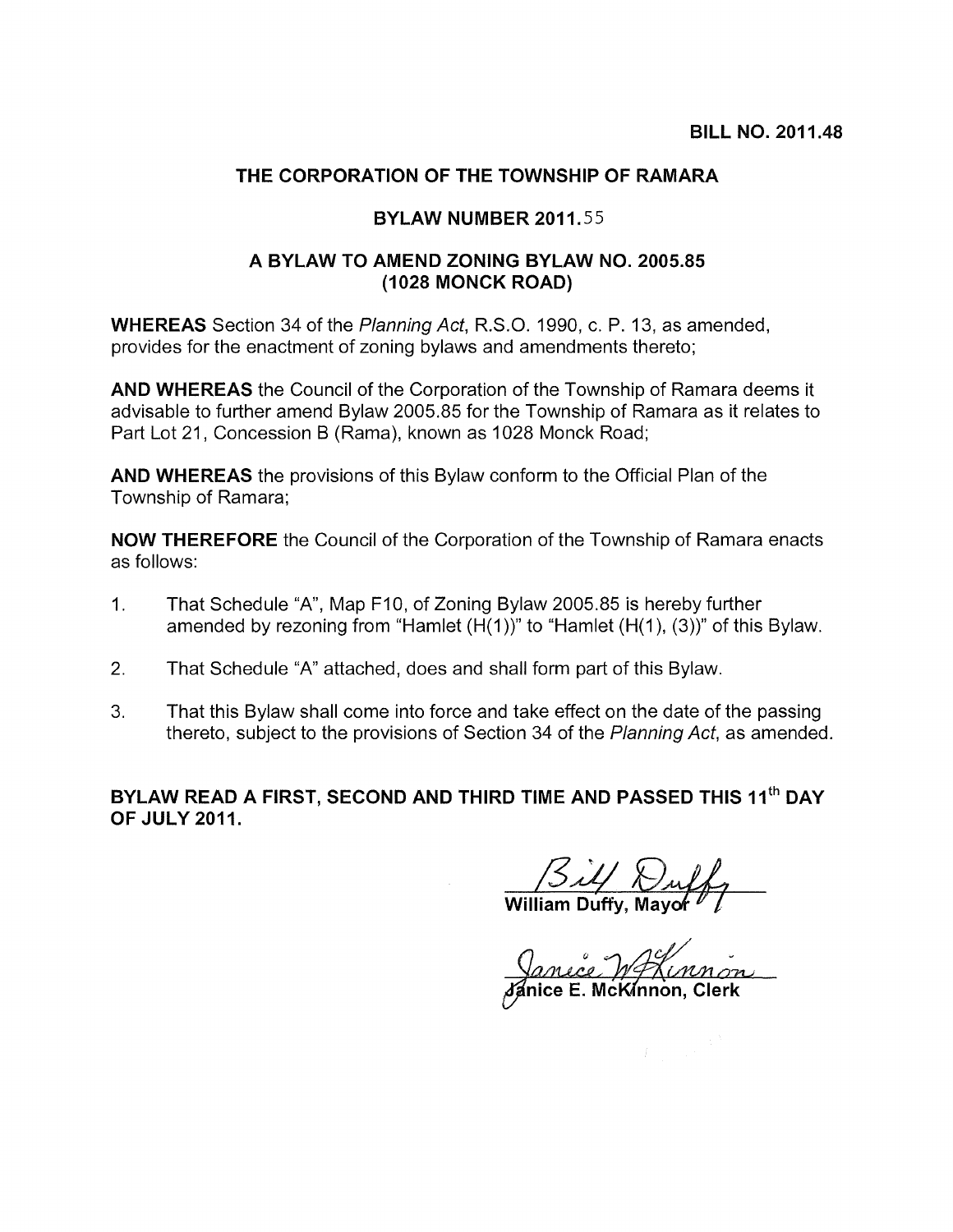**BILL NO. 2011.48**

## THE CORPORATION OF THE TOWNSHIP OF RAMARA

### BYLAW NUMBER 2011.55

### A BYLAW TO AMEND ZONING BYLAW NO. 2005.85 (1028 MONCK ROAD)

**WHEREAS** Section 34 of the *Planning Act*, R.S.O. 1990, c. P. 13, as amended, provides for the enactment of zoning bylaws and amendments thereto;

**AND WHEREAS** the Council of the Corporation of the Township of Ramara deems it advisable to further amend Bylaw 2005.85 for the Township of Ramara as it relates to Part Lot 21, Concession B (Rama), known as 1028 Monck Road;

**AND WHEREAS** the provisions of this Bylaw conform to the Official Plan of the Township of Ramara;

**NOW THEREFORE** the Council of the Corporation of the Township of Ramara enacts as follows:

1. That Schedule "A", Map F10, of Zoning Bylaw 2005.85 is hereby further amended by rezoning from "Hamlet (H(1))" to "Hamlet (H(1), (3))" of this Bylaw.
2. That Schedule "A" attached, does and shall form part of this Bylaw.
3. That this Bylaw shall come into force and take effect on the date of the passing thereto, subject to the provisions of Section 34 of the *Planning Act*, as amended.

**BYLAW READ A FIRST, SECOND AND THIRD TIME AND PASSED THIS 11th DAY OF JULY 2011.**

Bill Duffy
**William Duffy, Mayor**

Janice McKinnon
**Janice E. McKinnon, Clerk**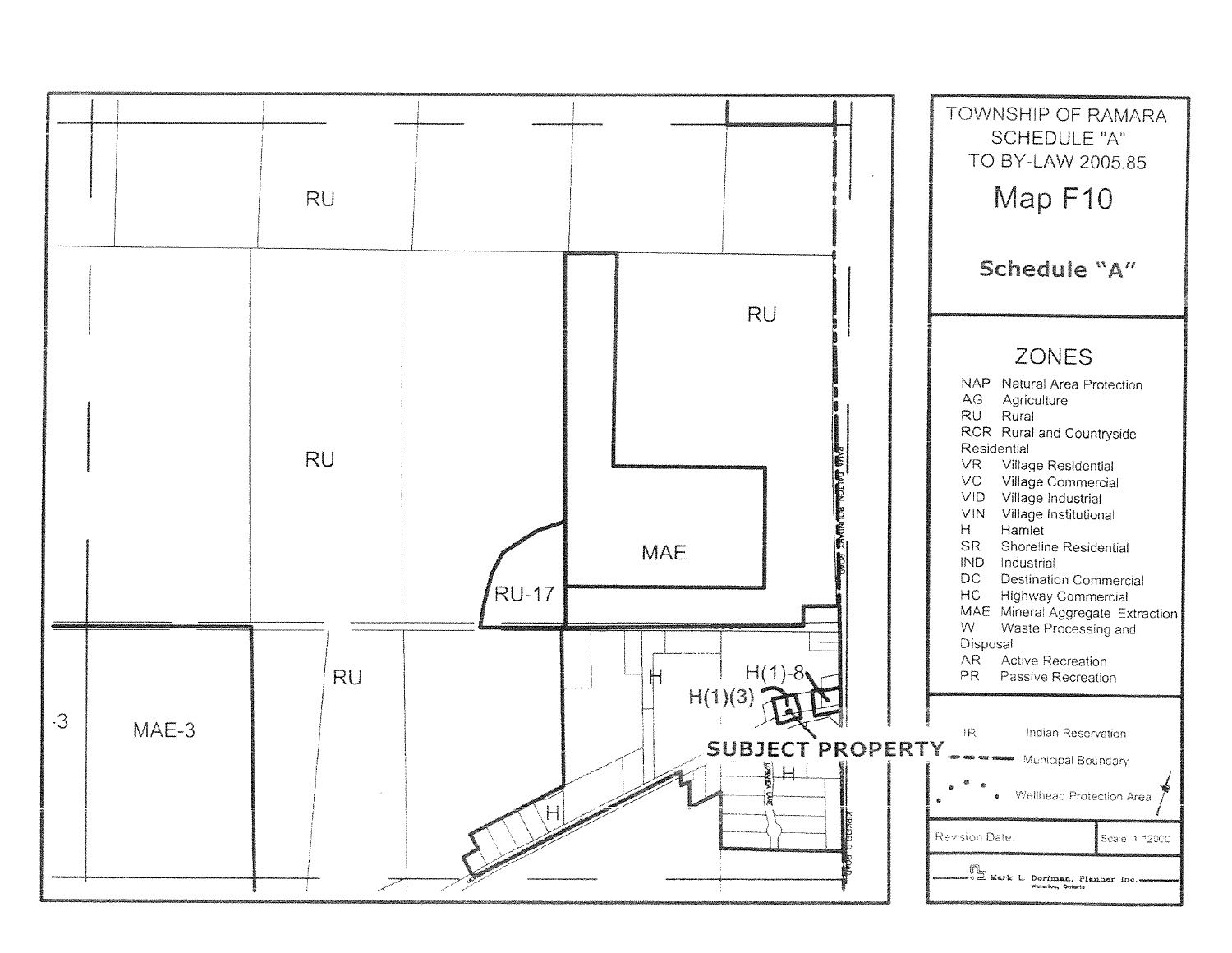TOWNSHIP OF RAMARA
SCHEDULE "A"
TO BY-LAW 2005.85

# Map F10

**Schedule "A"**

## ZONES

- NAP Natural Area Protection
- AG Agriculture
- RU Rural
- RCR Rural and Countryside Residential
- VR Village Residential
- VC Village Commercial
- VID Village Industrial
- VIN Village Institutional
- H Hamlet
- SR Shoreline Residential
- IND Industrial
- DC Destination Commercial
- HC Highway Commercial
- MAE Mineral Aggregate Extraction
- W Waste Processing and Disposal
- AR Active Recreation
- PR Passive Recreation

IR Indian Reservation

Municipal Boundary

Wellhead Protection Area

Revision Date:

Scale 1:12000

Mark L. Dorfman, Planner Inc.
Waterloo, Ontario

RU

RU

RU

RU

MAE

RU-17

MAE-3

-3

H

H

H

H(1)-8

H(1)(3)

**SUBJECT PROPERTY**

RAMA DALTON BOUNDARY ROAD

KIRKFIELD ROAD